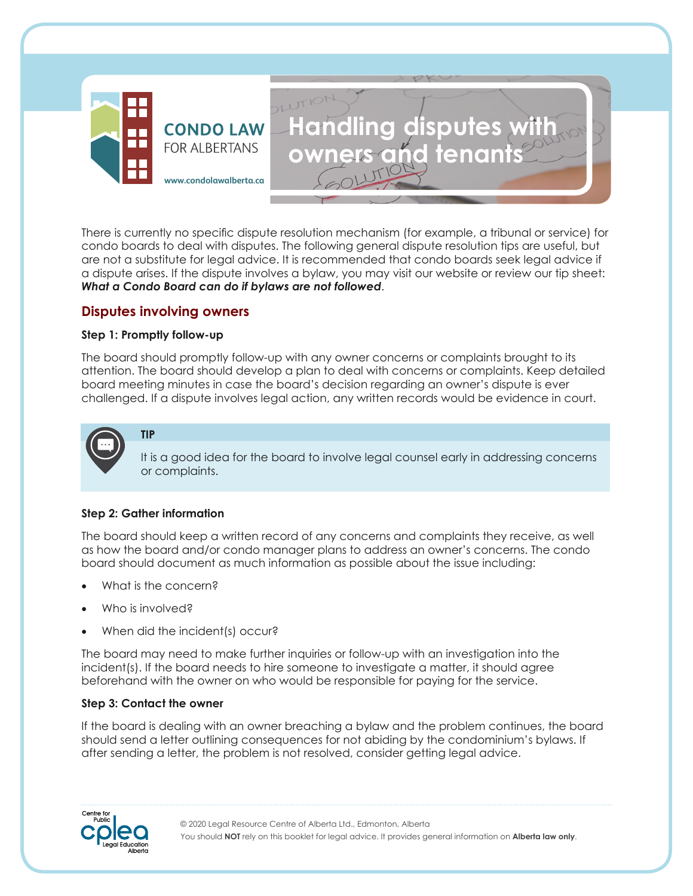CONDO LAW FOR ALBERTANS

www.condolawalberta.ca

# Handling disputes with owners and tenants

There is currently no specific dispute resolution mechanism (for example, a tribunal or service) for condo boards to deal with disputes. The following general dispute resolution tips are useful, but are not a substitute for legal advice. It is recommended that condo boards seek legal advice if a dispute arises. If the dispute involves a bylaw, you may visit our website or review our tip sheet: ***What a Condo Board can do if bylaws are not followed***.

## Disputes involving owners

### Step 1: Promptly follow-up

The board should promptly follow-up with any owner concerns or complaints brought to its attention. The board should develop a plan to deal with concerns or complaints. Keep detailed board meeting minutes in case the board's decision regarding an owner's dispute is ever challenged. If a dispute involves legal action, any written records would be evidence in court.

> **TIP**
>
> It is a good idea for the board to involve legal counsel early in addressing concerns or complaints.

### Step 2: Gather information

The board should keep a written record of any concerns and complaints they receive, as well as how the board and/or condo manager plans to address an owner's concerns. The condo board should document as much information as possible about the issue including:

- What is the concern?
- Who is involved?
- When did the incident(s) occur?

The board may need to make further inquiries or follow-up with an investigation into the incident(s). If the board needs to hire someone to investigate a matter, it should agree beforehand with the owner on who would be responsible for paying for the service.

### Step 3: Contact the owner

If the board is dealing with an owner breaching a bylaw and the problem continues, the board should send a letter outlining consequences for not abiding by the condominium's bylaws. If after sending a letter, the problem is not resolved, consider getting legal advice.

© 2020 Legal Resource Centre of Alberta Ltd., Edmonton, Alberta
You should **NOT** rely on this booklet for legal advice. It provides general information on **Alberta law only**.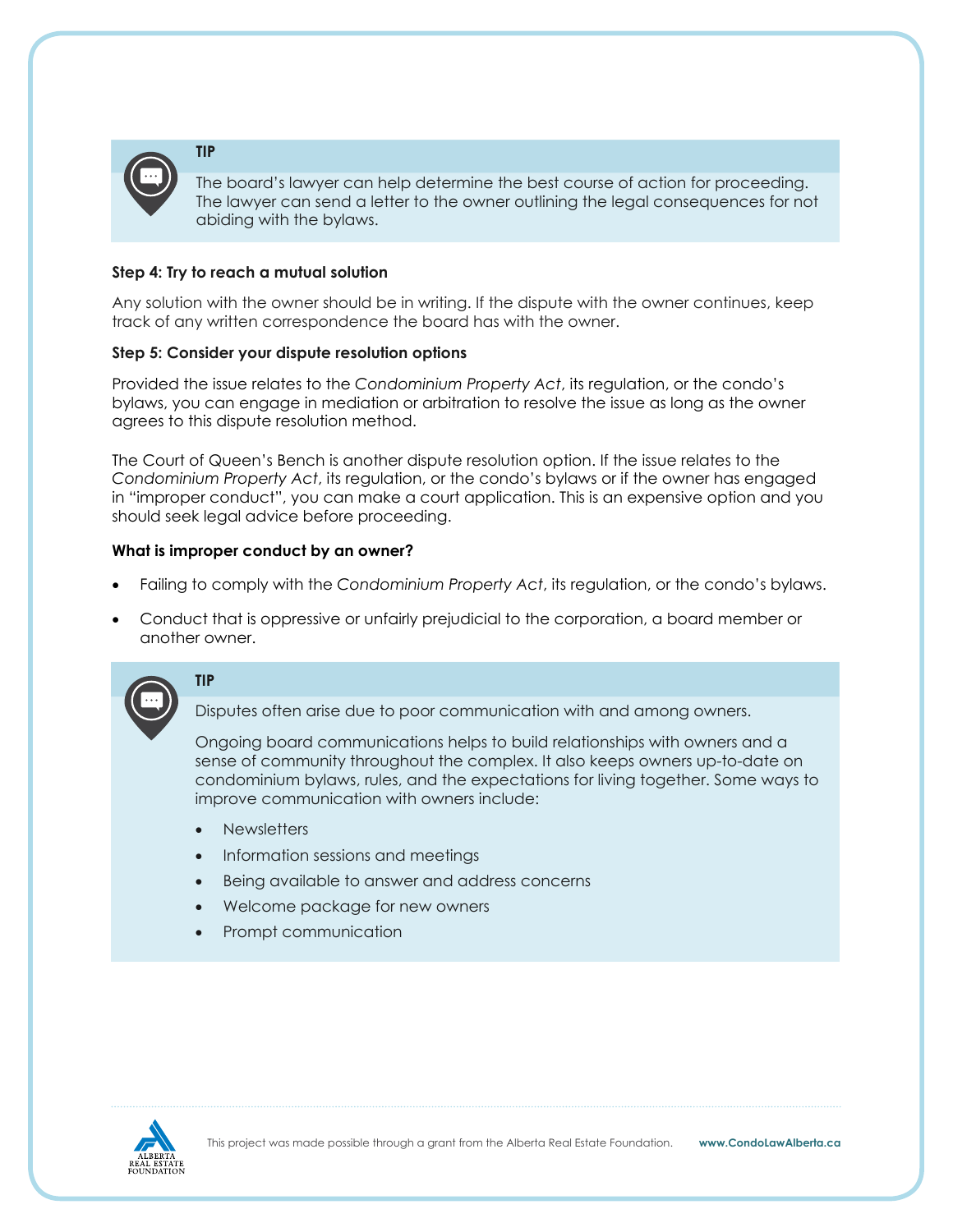> **TIP**
>
> The board's lawyer can help determine the best course of action for proceeding. The lawyer can send a letter to the owner outlining the legal consequences for not abiding with the bylaws.

**Step 4: Try to reach a mutual solution**

Any solution with the owner should be in writing. If the dispute with the owner continues, keep track of any written correspondence the board has with the owner.

**Step 5: Consider your dispute resolution options**

Provided the issue relates to the *Condominium Property Act*, its regulation, or the condo's bylaws, you can engage in mediation or arbitration to resolve the issue as long as the owner agrees to this dispute resolution method.

The Court of Queen's Bench is another dispute resolution option. If the issue relates to the *Condominium Property Act*, its regulation, or the condo's bylaws or if the owner has engaged in "improper conduct", you can make a court application. This is an expensive option and you should seek legal advice before proceeding.

**What is improper conduct by an owner?**

- Failing to comply with the *Condominium Property Act*, its regulation, or the condo's bylaws.
- Conduct that is oppressive or unfairly prejudicial to the corporation, a board member or another owner.

> **TIP**
>
> Disputes often arise due to poor communication with and among owners.
>
> Ongoing board communications helps to build relationships with owners and a sense of community throughout the complex. It also keeps owners up-to-date on condominium bylaws, rules, and the expectations for living together. Some ways to improve communication with owners include:
>
> - Newsletters
> - Information sessions and meetings
> - Being available to answer and address concerns
> - Welcome package for new owners
> - Prompt communication

This project was made possible through a grant from the Alberta Real Estate Foundation. www.CondoLawAlberta.ca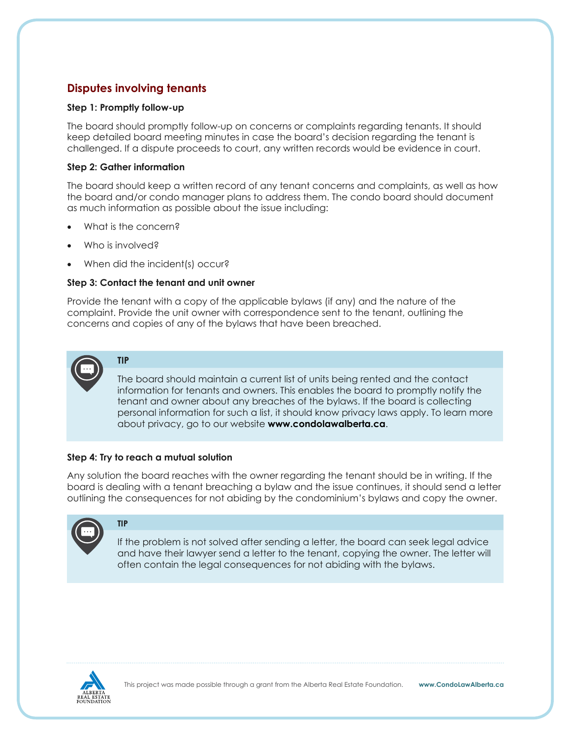## Disputes involving tenants

**Step 1: Promptly follow-up**

The board should promptly follow-up on concerns or complaints regarding tenants. It should keep detailed board meeting minutes in case the board's decision regarding the tenant is challenged. If a dispute proceeds to court, any written records would be evidence in court.

**Step 2: Gather information**

The board should keep a written record of any tenant concerns and complaints, as well as how the board and/or condo manager plans to address them. The condo board should document as much information as possible about the issue including:

- What is the concern?
- Who is involved?
- When did the incident(s) occur?

**Step 3: Contact the tenant and unit owner**

Provide the tenant with a copy of the applicable bylaws (if any) and the nature of the complaint. Provide the unit owner with correspondence sent to the tenant, outlining the concerns and copies of any of the bylaws that have been breached.

> **TIP**
>
> The board should maintain a current list of units being rented and the contact information for tenants and owners. This enables the board to promptly notify the tenant and owner about any breaches of the bylaws. If the board is collecting personal information for such a list, it should know privacy laws apply. To learn more about privacy, go to our website **www.condolawalberta.ca**.

**Step 4: Try to reach a mutual solution**

Any solution the board reaches with the owner regarding the tenant should be in writing. If the board is dealing with a tenant breaching a bylaw and the issue continues, it should send a letter outlining the consequences for not abiding by the condominium's bylaws and copy the owner.

> **TIP**
>
> If the problem is not solved after sending a letter, the board can seek legal advice and have their lawyer send a letter to the tenant, copying the owner. The letter will often contain the legal consequences for not abiding with the bylaws.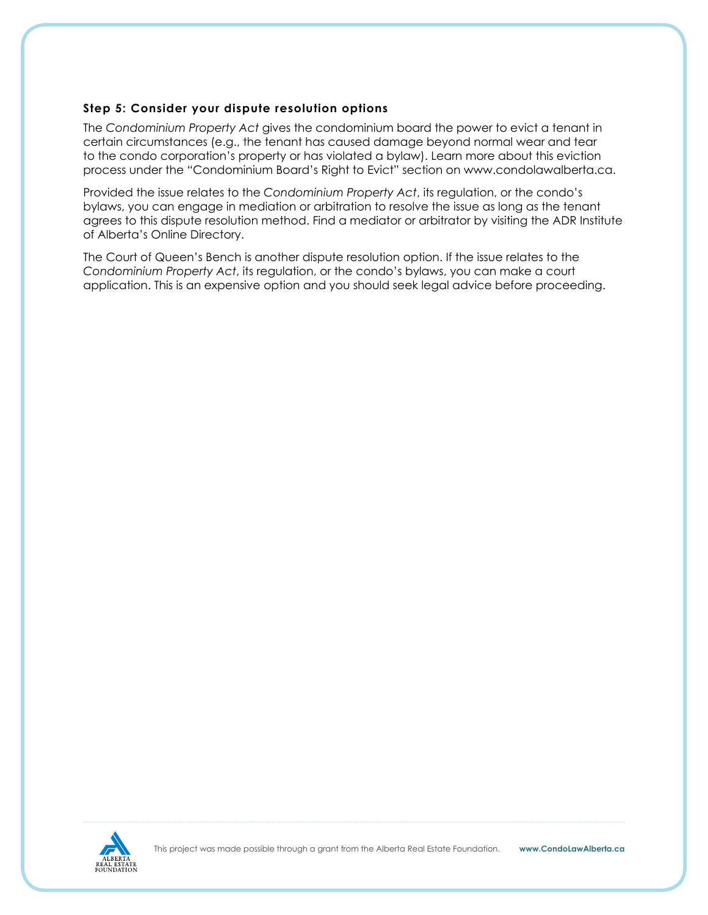### Step 5: Consider your dispute resolution options

The *Condominium Property Act* gives the condominium board the power to evict a tenant in certain circumstances (e.g., the tenant has caused damage beyond normal wear and tear to the condo corporation's property or has violated a bylaw). Learn more about this eviction process under the "Condominium Board's Right to Evict" section on www.condolawalberta.ca.

Provided the issue relates to the *Condominium Property Act*, its regulation, or the condo's bylaws, you can engage in mediation or arbitration to resolve the issue as long as the tenant agrees to this dispute resolution method. Find a mediator or arbitrator by visiting the ADR Institute of Alberta's Online Directory.

The Court of Queen's Bench is another dispute resolution option. If the issue relates to the *Condominium Property Act*, its regulation, or the condo's bylaws, you can make a court application. This is an expensive option and you should seek legal advice before proceeding.